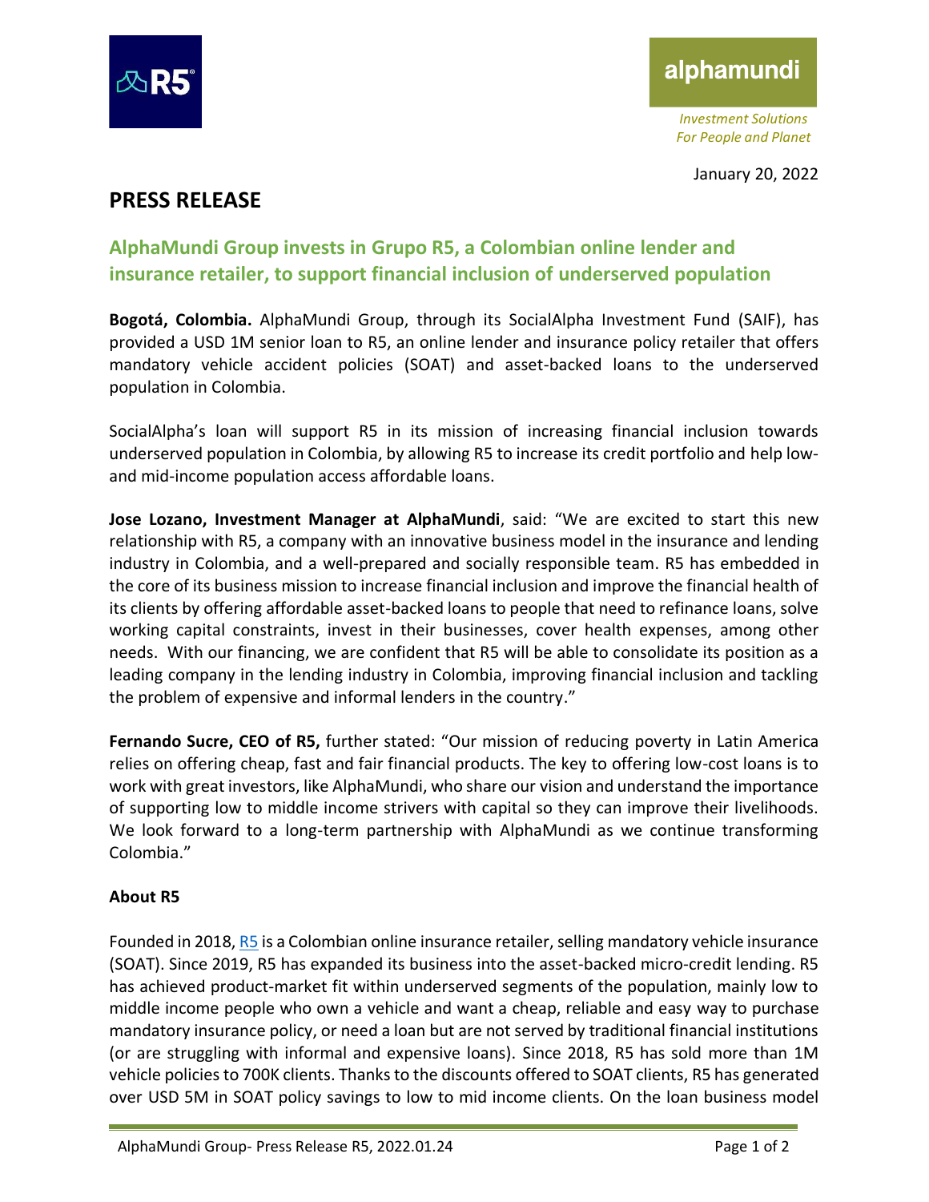alphamundi

*Investment Solutions For People and Planet*

January 20, 2022

# PRESS RELEASE

## AlphaMundi Group invests in Grupo R5, a Colombian online lender and insurance retailer, to support financial inclusion of underserved population

**Bogotá, Colombia.** AlphaMundi Group, through its SocialAlpha Investment Fund (SAIF), has provided a USD 1M senior loan to R5, an online lender and insurance policy retailer that offers mandatory vehicle accident policies (SOAT) and asset-backed loans to the underserved population in Colombia.

SocialAlpha's loan will support R5 in its mission of increasing financial inclusion towards underserved population in Colombia, by allowing R5 to increase its credit portfolio and help low- and mid-income population access affordable loans.

**Jose Lozano, Investment Manager at AlphaMundi**, said: "We are excited to start this new relationship with R5, a company with an innovative business model in the insurance and lending industry in Colombia, and a well-prepared and socially responsible team. R5 has embedded in the core of its business mission to increase financial inclusion and improve the financial health of its clients by offering affordable asset-backed loans to people that need to refinance loans, solve working capital constraints, invest in their businesses, cover health expenses, among other needs. With our financing, we are confident that R5 will be able to consolidate its position as a leading company in the lending industry in Colombia, improving financial inclusion and tackling the problem of expensive and informal lenders in the country."

**Fernando Sucre, CEO of R5,** further stated: "Our mission of reducing poverty in Latin America relies on offering cheap, fast and fair financial products. The key to offering low-cost loans is to work with great investors, like AlphaMundi, who share our vision and understand the importance of supporting low to middle income strivers with capital so they can improve their livelihoods. We look forward to a long-term partnership with AlphaMundi as we continue transforming Colombia."

### About R5

Founded in 2018, R5 is a Colombian online insurance retailer, selling mandatory vehicle insurance (SOAT). Since 2019, R5 has expanded its business into the asset-backed micro-credit lending. R5 has achieved product-market fit within underserved segments of the population, mainly low to middle income people who own a vehicle and want a cheap, reliable and easy way to purchase mandatory insurance policy, or need a loan but are not served by traditional financial institutions (or are struggling with informal and expensive loans). Since 2018, R5 has sold more than 1M vehicle policies to 700K clients. Thanks to the discounts offered to SOAT clients, R5 has generated over USD 5M in SOAT policy savings to low to mid income clients. On the loan business model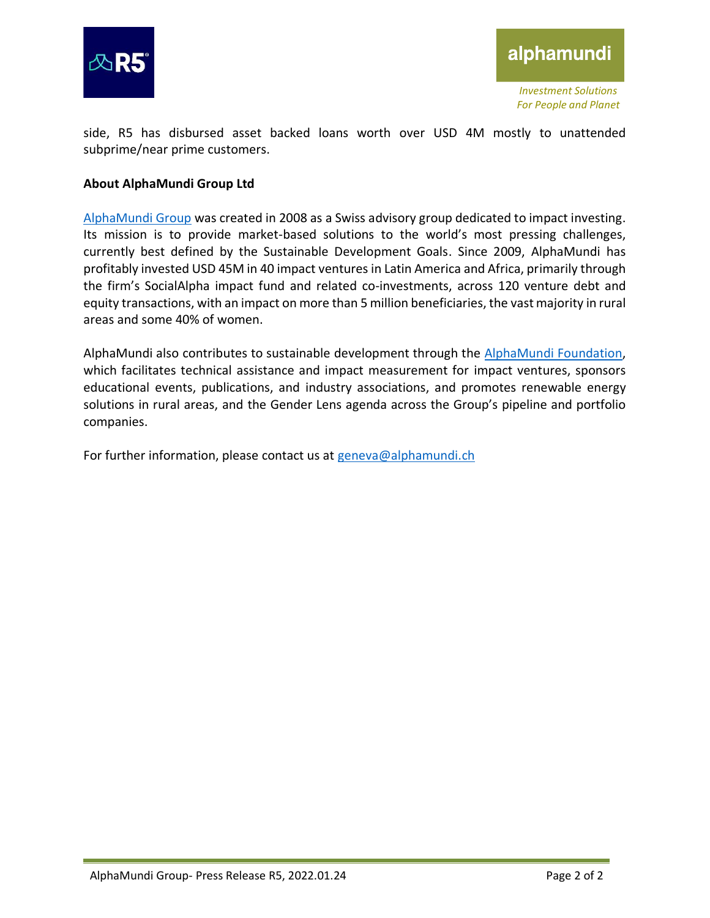side, R5 has disbursed asset backed loans worth over USD 4M mostly to unattended subprime/near prime customers.

**About AlphaMundi Group Ltd**

AlphaMundi Group was created in 2008 as a Swiss advisory group dedicated to impact investing. Its mission is to provide market-based solutions to the world's most pressing challenges, currently best defined by the Sustainable Development Goals. Since 2009, AlphaMundi has profitably invested USD 45M in 40 impact ventures in Latin America and Africa, primarily through the firm's SocialAlpha impact fund and related co-investments, across 120 venture debt and equity transactions, with an impact on more than 5 million beneficiaries, the vast majority in rural areas and some 40% of women.

AlphaMundi also contributes to sustainable development through the AlphaMundi Foundation, which facilitates technical assistance and impact measurement for impact ventures, sponsors educational events, publications, and industry associations, and promotes renewable energy solutions in rural areas, and the Gender Lens agenda across the Group's pipeline and portfolio companies.

For further information, please contact us at geneva@alphamundi.ch